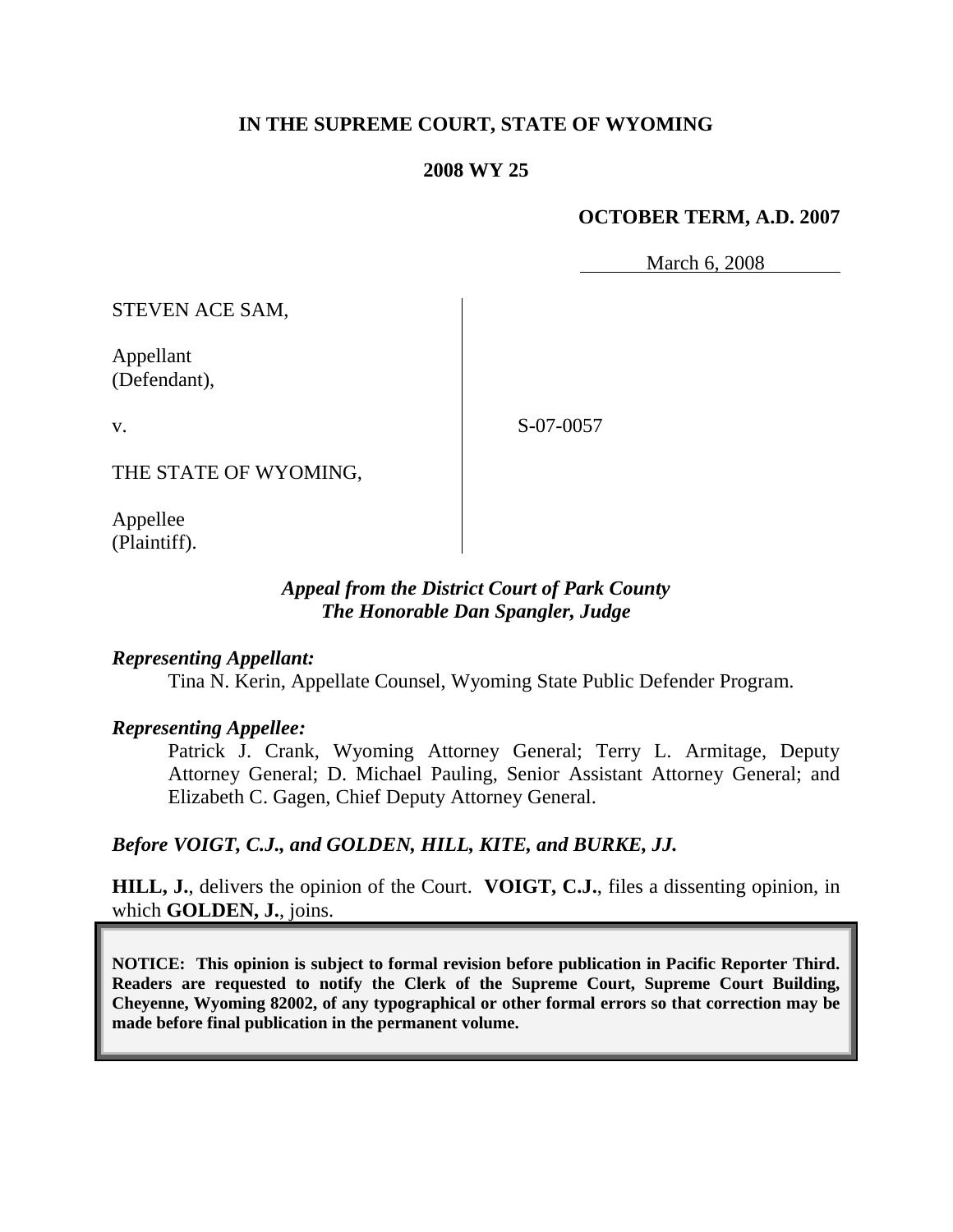**IN THE SUPREME COURT, STATE OF WYOMING**

**2008 WY 25**

**OCTOBER TERM, A.D. 2007**

March 6, 2008

| | |
|---|---|
| STEVEN ACE SAM,<br><br>Appellant<br>(Defendant),<br><br>v.<br><br>THE STATE OF WYOMING,<br><br>Appellee<br>(Plaintiff). | S-07-0057 |

***Appeal from the District Court of Park County***
***The Honorable Dan Spangler, Judge***

***Representing Appellant:***

Tina N. Kerin, Appellate Counsel, Wyoming State Public Defender Program.

***Representing Appellee:***

Patrick J. Crank, Wyoming Attorney General; Terry L. Armitage, Deputy Attorney General; D. Michael Pauling, Senior Assistant Attorney General; and Elizabeth C. Gagen, Chief Deputy Attorney General.

***Before VOIGT, C.J., and GOLDEN, HILL, KITE, and BURKE, JJ.***

**HILL, J.**, delivers the opinion of the Court. **VOIGT, C.J.**, files a dissenting opinion, in which **GOLDEN, J.**, joins.

**NOTICE: This opinion is subject to formal revision before publication in Pacific Reporter Third. Readers are requested to notify the Clerk of the Supreme Court, Supreme Court Building, Cheyenne, Wyoming 82002, of any typographical or other formal errors so that correction may be made before final publication in the permanent volume.**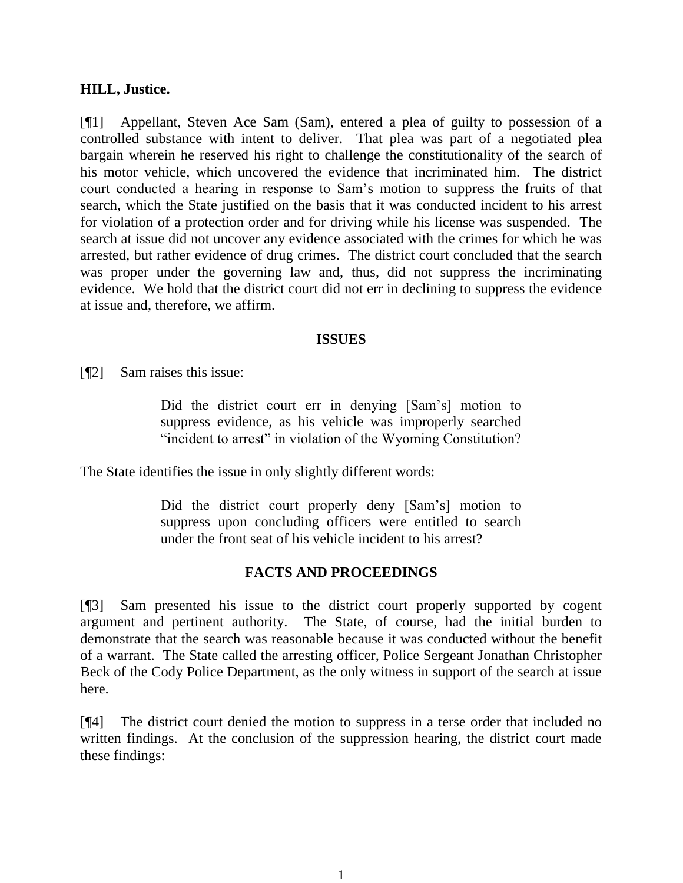**HILL, Justice.**

[¶1] Appellant, Steven Ace Sam (Sam), entered a plea of guilty to possession of a controlled substance with intent to deliver. That plea was part of a negotiated plea bargain wherein he reserved his right to challenge the constitutionality of the search of his motor vehicle, which uncovered the evidence that incriminated him. The district court conducted a hearing in response to Sam's motion to suppress the fruits of that search, which the State justified on the basis that it was conducted incident to his arrest for violation of a protection order and for driving while his license was suspended. The search at issue did not uncover any evidence associated with the crimes for which he was arrested, but rather evidence of drug crimes. The district court concluded that the search was proper under the governing law and, thus, did not suppress the incriminating evidence. We hold that the district court did not err in declining to suppress the evidence at issue and, therefore, we affirm.

## ISSUES

[¶2] Sam raises this issue:

> Did the district court err in denying [Sam's] motion to suppress evidence, as his vehicle was improperly searched "incident to arrest" in violation of the Wyoming Constitution?

The State identifies the issue in only slightly different words:

> Did the district court properly deny [Sam's] motion to suppress upon concluding officers were entitled to search under the front seat of his vehicle incident to his arrest?

## FACTS AND PROCEEDINGS

[¶3] Sam presented his issue to the district court properly supported by cogent argument and pertinent authority. The State, of course, had the initial burden to demonstrate that the search was reasonable because it was conducted without the benefit of a warrant. The State called the arresting officer, Police Sergeant Jonathan Christopher Beck of the Cody Police Department, as the only witness in support of the search at issue here.

[¶4] The district court denied the motion to suppress in a terse order that included no written findings. At the conclusion of the suppression hearing, the district court made these findings: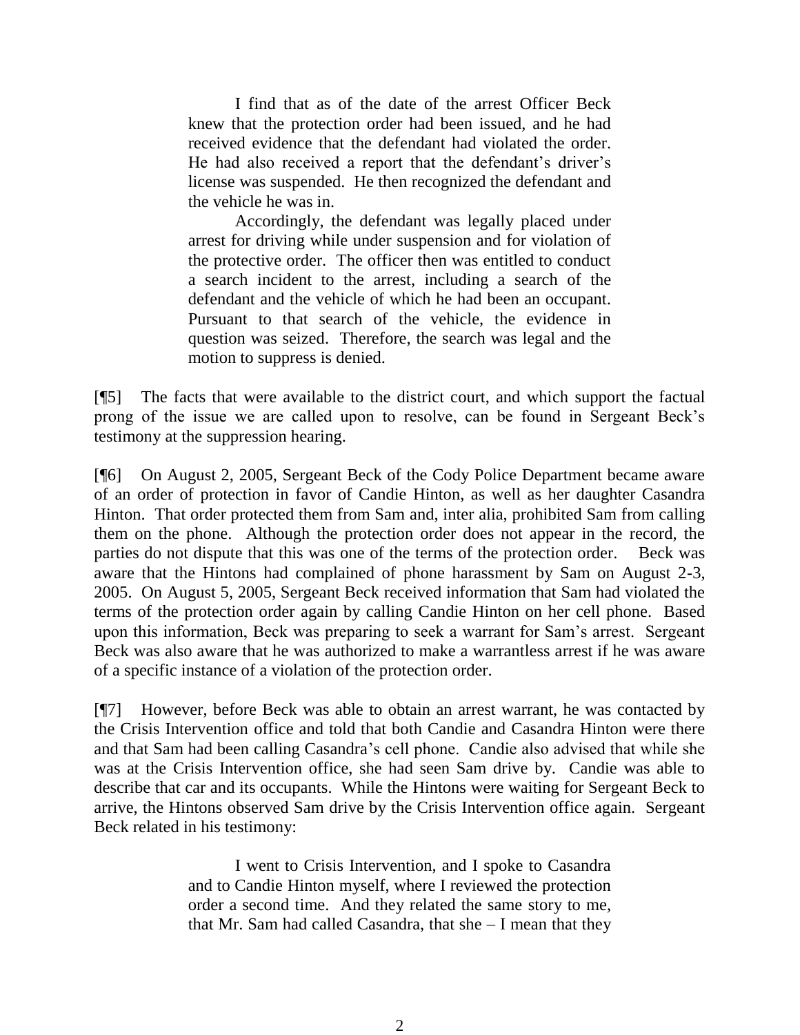> I find that as of the date of the arrest Officer Beck knew that the protection order had been issued, and he had received evidence that the defendant had violated the order. He had also received a report that the defendant's driver's license was suspended. He then recognized the defendant and the vehicle he was in.
>
> Accordingly, the defendant was legally placed under arrest for driving while under suspension and for violation of the protective order. The officer then was entitled to conduct a search incident to the arrest, including a search of the defendant and the vehicle of which he had been an occupant. Pursuant to that search of the vehicle, the evidence in question was seized. Therefore, the search was legal and the motion to suppress is denied.

[¶5] The facts that were available to the district court, and which support the factual prong of the issue we are called upon to resolve, can be found in Sergeant Beck's testimony at the suppression hearing.

[¶6] On August 2, 2005, Sergeant Beck of the Cody Police Department became aware of an order of protection in favor of Candie Hinton, as well as her daughter Casandra Hinton. That order protected them from Sam and, inter alia, prohibited Sam from calling them on the phone. Although the protection order does not appear in the record, the parties do not dispute that this was one of the terms of the protection order. Beck was aware that the Hintons had complained of phone harassment by Sam on August 2-3, 2005. On August 5, 2005, Sergeant Beck received information that Sam had violated the terms of the protection order again by calling Candie Hinton on her cell phone. Based upon this information, Beck was preparing to seek a warrant for Sam's arrest. Sergeant Beck was also aware that he was authorized to make a warrantless arrest if he was aware of a specific instance of a violation of the protection order.

[¶7] However, before Beck was able to obtain an arrest warrant, he was contacted by the Crisis Intervention office and told that both Candie and Casandra Hinton were there and that Sam had been calling Casandra's cell phone. Candie also advised that while she was at the Crisis Intervention office, she had seen Sam drive by. Candie was able to describe that car and its occupants. While the Hintons were waiting for Sergeant Beck to arrive, the Hintons observed Sam drive by the Crisis Intervention office again. Sergeant Beck related in his testimony:

> I went to Crisis Intervention, and I spoke to Casandra and to Candie Hinton myself, where I reviewed the protection order a second time. And they related the same story to me, that Mr. Sam had called Casandra, that she – I mean that they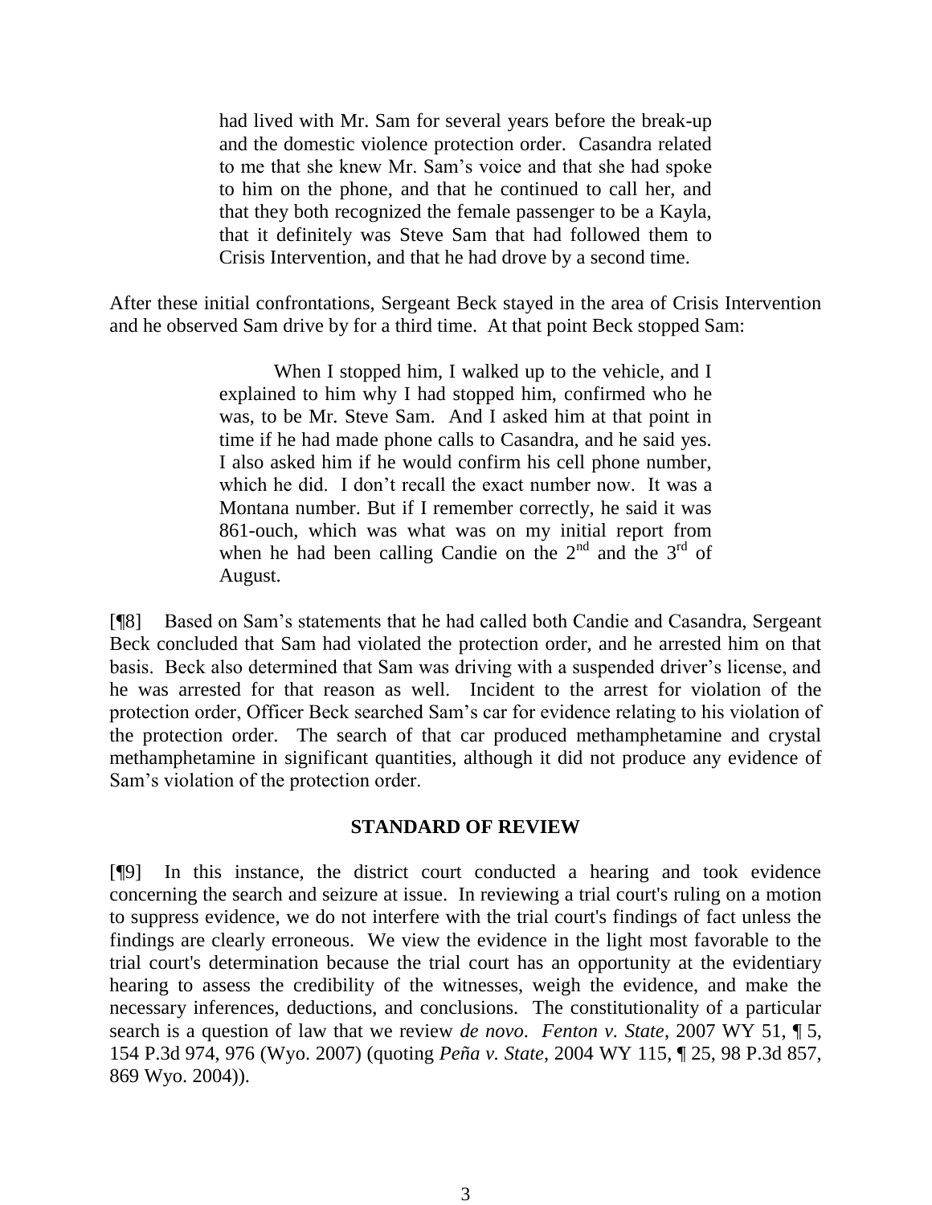> had lived with Mr. Sam for several years before the break-up and the domestic violence protection order. Casandra related to me that she knew Mr. Sam's voice and that she had spoke to him on the phone, and that he continued to call her, and that they both recognized the female passenger to be a Kayla, that it definitely was Steve Sam that had followed them to Crisis Intervention, and that he had drove by a second time.

After these initial confrontations, Sergeant Beck stayed in the area of Crisis Intervention and he observed Sam drive by for a third time. At that point Beck stopped Sam:

> When I stopped him, I walked up to the vehicle, and I explained to him why I had stopped him, confirmed who he was, to be Mr. Steve Sam. And I asked him at that point in time if he had made phone calls to Casandra, and he said yes. I also asked him if he would confirm his cell phone number, which he did. I don't recall the exact number now. It was a Montana number. But if I remember correctly, he said it was 861-ouch, which was what was on my initial report from when he had been calling Candie on the 2nd and the 3rd of August.

[¶8] Based on Sam's statements that he had called both Candie and Casandra, Sergeant Beck concluded that Sam had violated the protection order, and he arrested him on that basis. Beck also determined that Sam was driving with a suspended driver's license, and he was arrested for that reason as well. Incident to the arrest for violation of the protection order, Officer Beck searched Sam's car for evidence relating to his violation of the protection order. The search of that car produced methamphetamine and crystal methamphetamine in significant quantities, although it did not produce any evidence of Sam's violation of the protection order.

## STANDARD OF REVIEW

[¶9] In this instance, the district court conducted a hearing and took evidence concerning the search and seizure at issue. In reviewing a trial court's ruling on a motion to suppress evidence, we do not interfere with the trial court's findings of fact unless the findings are clearly erroneous. We view the evidence in the light most favorable to the trial court's determination because the trial court has an opportunity at the evidentiary hearing to assess the credibility of the witnesses, weigh the evidence, and make the necessary inferences, deductions, and conclusions. The constitutionality of a particular search is a question of law that we review *de novo*. *Fenton v. State*, 2007 WY 51, ¶ 5, 154 P.3d 974, 976 (Wyo. 2007) (quoting *Peña v. State*, 2004 WY 115, ¶ 25, 98 P.3d 857, 869 Wyo. 2004)).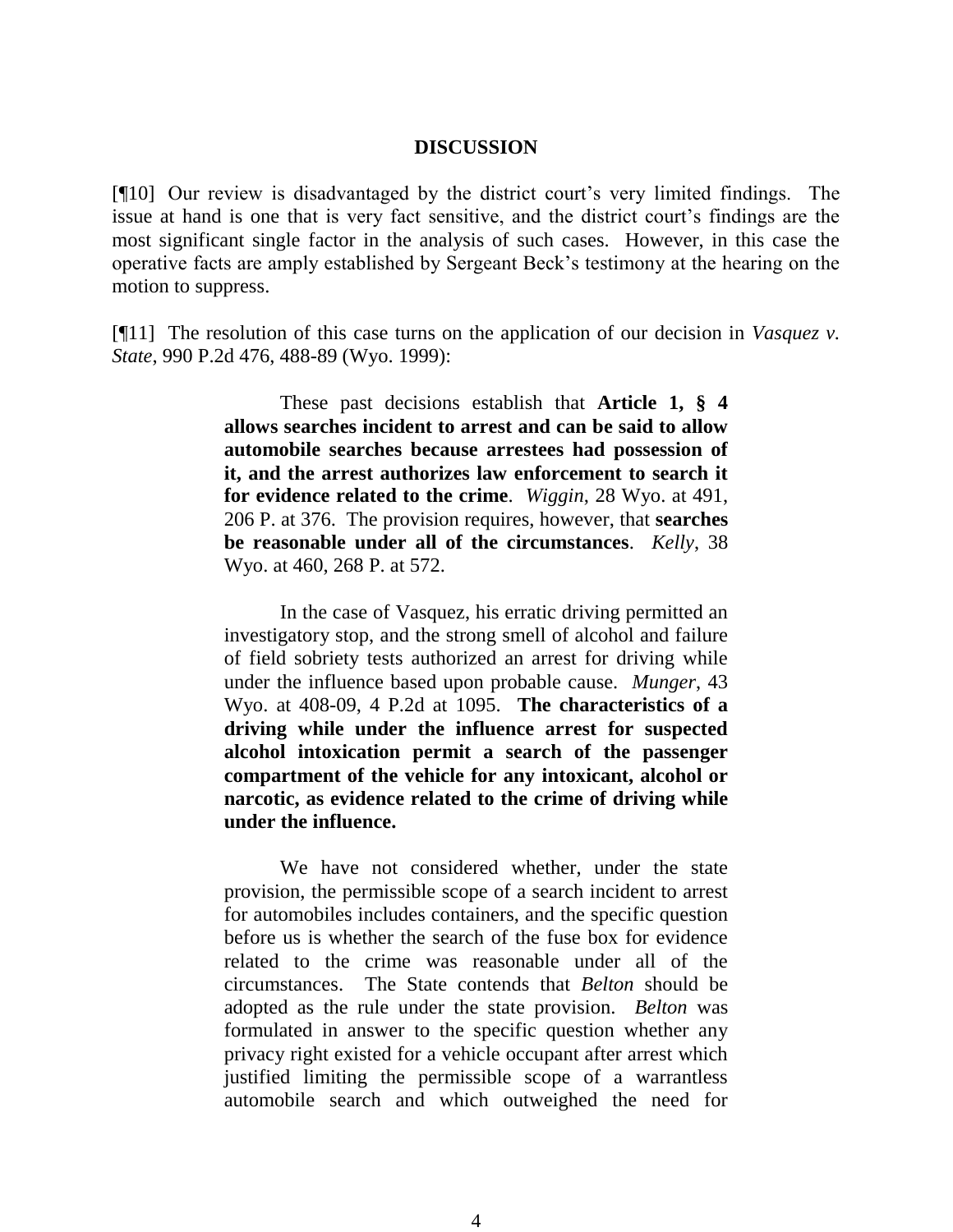## DISCUSSION

[¶10] Our review is disadvantaged by the district court's very limited findings. The issue at hand is one that is very fact sensitive, and the district court's findings are the most significant single factor in the analysis of such cases. However, in this case the operative facts are amply established by Sergeant Beck's testimony at the hearing on the motion to suppress.

[¶11] The resolution of this case turns on the application of our decision in *Vasquez v. State*, 990 P.2d 476, 488-89 (Wyo. 1999):

> These past decisions establish that **Article 1, § 4 allows searches incident to arrest and can be said to allow automobile searches because arrestees had possession of it, and the arrest authorizes law enforcement to search it for evidence related to the crime**. *Wiggin*, 28 Wyo. at 491, 206 P. at 376. The provision requires, however, that **searches be reasonable under all of the circumstances**. *Kelly*, 38 Wyo. at 460, 268 P. at 572.
>
> In the case of Vasquez, his erratic driving permitted an investigatory stop, and the strong smell of alcohol and failure of field sobriety tests authorized an arrest for driving while under the influence based upon probable cause. *Munger*, 43 Wyo. at 408-09, 4 P.2d at 1095. **The characteristics of a driving while under the influence arrest for suspected alcohol intoxication permit a search of the passenger compartment of the vehicle for any intoxicant, alcohol or narcotic, as evidence related to the crime of driving while under the influence.**
>
> We have not considered whether, under the state provision, the permissible scope of a search incident to arrest for automobiles includes containers, and the specific question before us is whether the search of the fuse box for evidence related to the crime was reasonable under all of the circumstances. The State contends that *Belton* should be adopted as the rule under the state provision. *Belton* was formulated in answer to the specific question whether any privacy right existed for a vehicle occupant after arrest which justified limiting the permissible scope of a warrantless automobile search and which outweighed the need for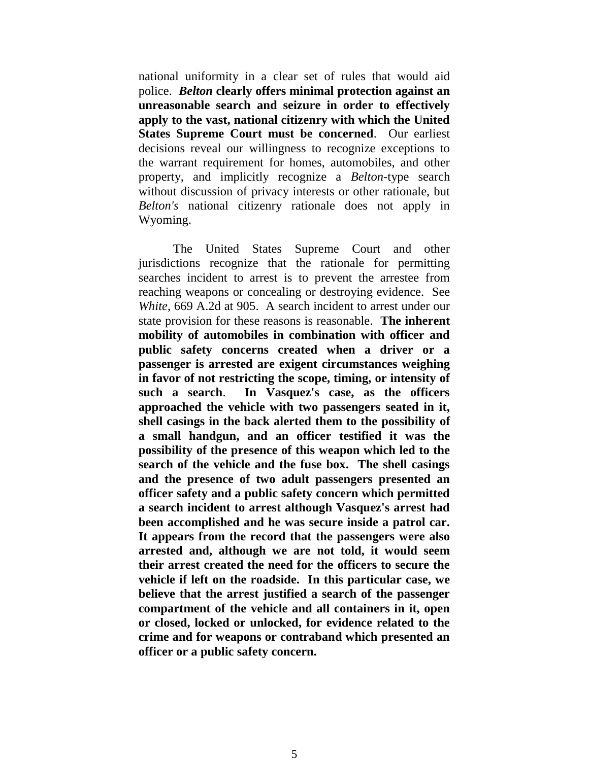national uniformity in a clear set of rules that would aid police. ***Belton*** **clearly offers minimal protection against an unreasonable search and seizure in order to effectively apply to the vast, national citizenry with which the United States Supreme Court must be concerned**. Our earliest decisions reveal our willingness to recognize exceptions to the warrant requirement for homes, automobiles, and other property, and implicitly recognize a *Belton*-type search without discussion of privacy interests or other rationale, but *Belton's* national citizenry rationale does not apply in Wyoming.

The United States Supreme Court and other jurisdictions recognize that the rationale for permitting searches incident to arrest is to prevent the arrestee from reaching weapons or concealing or destroying evidence. See *White*, 669 A.2d at 905. A search incident to arrest under our state provision for these reasons is reasonable. **The inherent mobility of automobiles in combination with officer and public safety concerns created when a driver or a passenger is arrested are exigent circumstances weighing in favor of not restricting the scope, timing, or intensity of such a search**. **In Vasquez's case, as the officers approached the vehicle with two passengers seated in it, shell casings in the back alerted them to the possibility of a small handgun, and an officer testified it was the possibility of the presence of this weapon which led to the search of the vehicle and the fuse box. The shell casings and the presence of two adult passengers presented an officer safety and a public safety concern which permitted a search incident to arrest although Vasquez's arrest had been accomplished and he was secure inside a patrol car. It appears from the record that the passengers were also arrested and, although we are not told, it would seem their arrest created the need for the officers to secure the vehicle if left on the roadside. In this particular case, we believe that the arrest justified a search of the passenger compartment of the vehicle and all containers in it, open or closed, locked or unlocked, for evidence related to the crime and for weapons or contraband which presented an officer or a public safety concern.**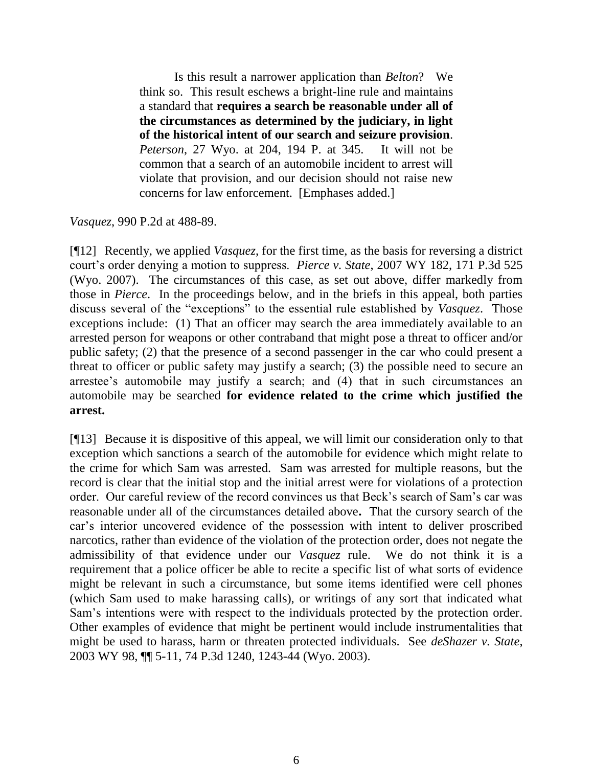> Is this result a narrower application than *Belton*? We think so. This result eschews a bright-line rule and maintains a standard that **requires a search be reasonable under all of the circumstances as determined by the judiciary, in light of the historical intent of our search and seizure provision**. *Peterson*, 27 Wyo. at 204, 194 P. at 345. It will not be common that a search of an automobile incident to arrest will violate that provision, and our decision should not raise new concerns for law enforcement. [Emphases added.]

*Vasquez*, 990 P.2d at 488-89.

[¶12] Recently, we applied *Vasquez*, for the first time, as the basis for reversing a district court's order denying a motion to suppress. *Pierce v. State*, 2007 WY 182, 171 P.3d 525 (Wyo. 2007). The circumstances of this case, as set out above, differ markedly from those in *Pierce*. In the proceedings below, and in the briefs in this appeal, both parties discuss several of the "exceptions" to the essential rule established by *Vasquez*. Those exceptions include: (1) That an officer may search the area immediately available to an arrested person for weapons or other contraband that might pose a threat to officer and/or public safety; (2) that the presence of a second passenger in the car who could present a threat to officer or public safety may justify a search; (3) the possible need to secure an arrestee's automobile may justify a search; and (4) that in such circumstances an automobile may be searched **for evidence related to the crime which justified the arrest.**

[¶13] Because it is dispositive of this appeal, we will limit our consideration only to that exception which sanctions a search of the automobile for evidence which might relate to the crime for which Sam was arrested. Sam was arrested for multiple reasons, but the record is clear that the initial stop and the initial arrest were for violations of a protection order. Our careful review of the record convinces us that Beck's search of Sam's car was reasonable under all of the circumstances detailed above**.** That the cursory search of the car's interior uncovered evidence of the possession with intent to deliver proscribed narcotics, rather than evidence of the violation of the protection order, does not negate the admissibility of that evidence under our *Vasquez* rule. We do not think it is a requirement that a police officer be able to recite a specific list of what sorts of evidence might be relevant in such a circumstance, but some items identified were cell phones (which Sam used to make harassing calls), or writings of any sort that indicated what Sam's intentions were with respect to the individuals protected by the protection order. Other examples of evidence that might be pertinent would include instrumentalities that might be used to harass, harm or threaten protected individuals. See *deShazer v. State*, 2003 WY 98, ¶¶ 5-11, 74 P.3d 1240, 1243-44 (Wyo. 2003).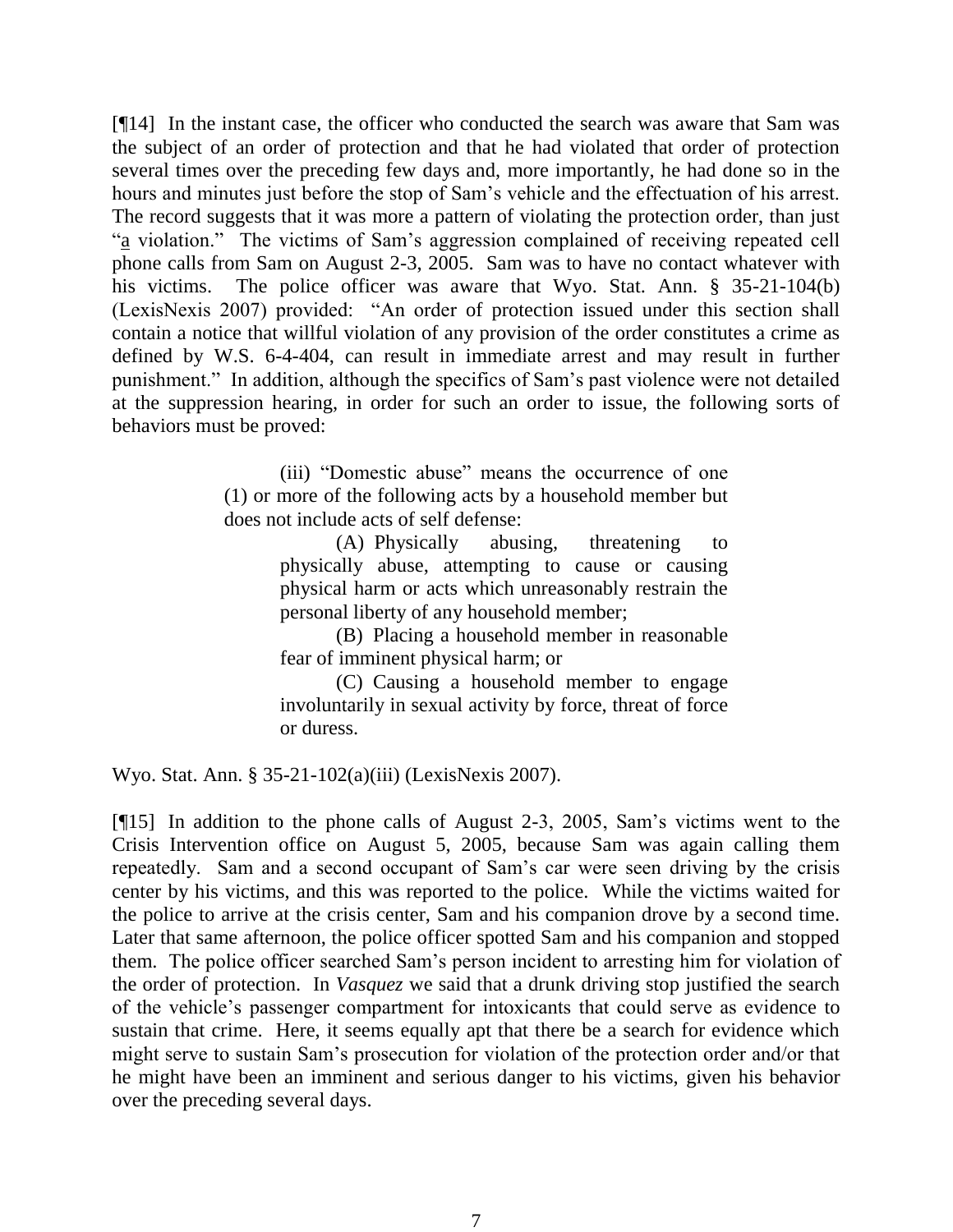[¶14] In the instant case, the officer who conducted the search was aware that Sam was the subject of an order of protection and that he had violated that order of protection several times over the preceding few days and, more importantly, he had done so in the hours and minutes just before the stop of Sam's vehicle and the effectuation of his arrest. The record suggests that it was more a pattern of violating the protection order, than just "a violation." The victims of Sam's aggression complained of receiving repeated cell phone calls from Sam on August 2-3, 2005. Sam was to have no contact whatever with his victims. The police officer was aware that Wyo. Stat. Ann. § 35-21-104(b) (LexisNexis 2007) provided: "An order of protection issued under this section shall contain a notice that willful violation of any provision of the order constitutes a crime as defined by W.S. 6-4-404, can result in immediate arrest and may result in further punishment." In addition, although the specifics of Sam's past violence were not detailed at the suppression hearing, in order for such an order to issue, the following sorts of behaviors must be proved:

> (iii) "Domestic abuse" means the occurrence of one (1) or more of the following acts by a household member but does not include acts of self defense:
>
> > (A) Physically abusing, threatening to physically abuse, attempting to cause or causing physical harm or acts which unreasonably restrain the personal liberty of any household member;
> >
> > (B) Placing a household member in reasonable fear of imminent physical harm; or
> >
> > (C) Causing a household member to engage involuntarily in sexual activity by force, threat of force or duress.

Wyo. Stat. Ann. § 35-21-102(a)(iii) (LexisNexis 2007).

[¶15] In addition to the phone calls of August 2-3, 2005, Sam's victims went to the Crisis Intervention office on August 5, 2005, because Sam was again calling them repeatedly. Sam and a second occupant of Sam's car were seen driving by the crisis center by his victims, and this was reported to the police. While the victims waited for the police to arrive at the crisis center, Sam and his companion drove by a second time. Later that same afternoon, the police officer spotted Sam and his companion and stopped them. The police officer searched Sam's person incident to arresting him for violation of the order of protection. In *Vasquez* we said that a drunk driving stop justified the search of the vehicle's passenger compartment for intoxicants that could serve as evidence to sustain that crime. Here, it seems equally apt that there be a search for evidence which might serve to sustain Sam's prosecution for violation of the protection order and/or that he might have been an imminent and serious danger to his victims, given his behavior over the preceding several days.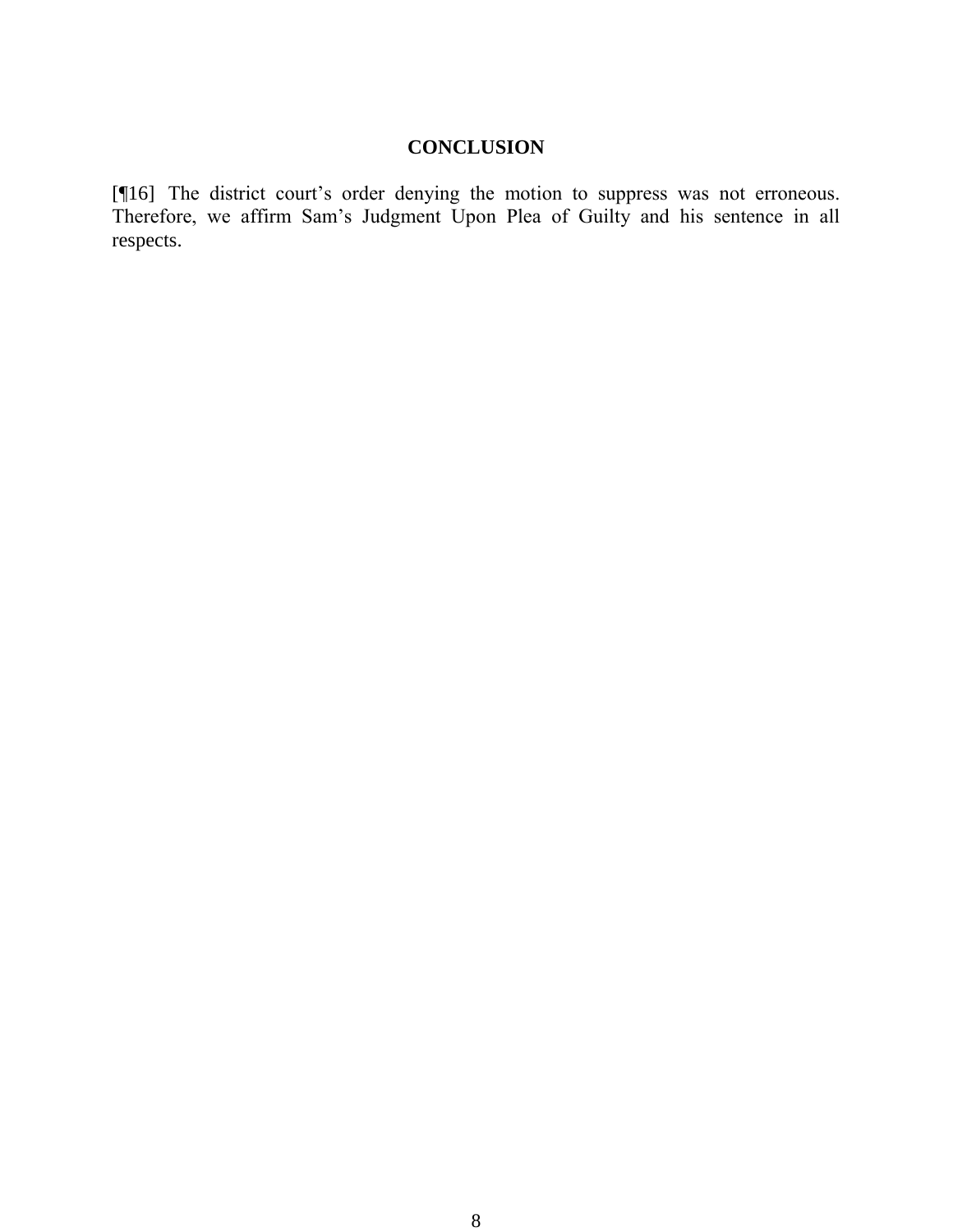## CONCLUSION

[¶16] The district court's order denying the motion to suppress was not erroneous. Therefore, we affirm Sam's Judgment Upon Plea of Guilty and his sentence in all respects.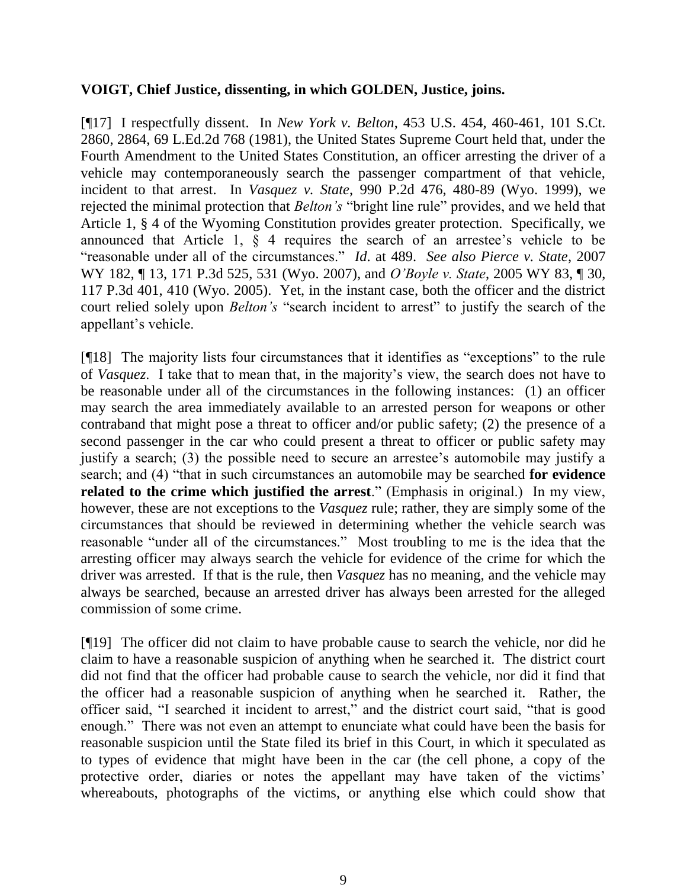**VOIGT, Chief Justice, dissenting, in which GOLDEN, Justice, joins.**

[¶17] I respectfully dissent. In *New York v. Belton*, 453 U.S. 454, 460-461, 101 S.Ct. 2860, 2864, 69 L.Ed.2d 768 (1981), the United States Supreme Court held that, under the Fourth Amendment to the United States Constitution, an officer arresting the driver of a vehicle may contemporaneously search the passenger compartment of that vehicle, incident to that arrest. In *Vasquez v. State*, 990 P.2d 476, 480-89 (Wyo. 1999), we rejected the minimal protection that *Belton's* "bright line rule" provides, and we held that Article 1, § 4 of the Wyoming Constitution provides greater protection. Specifically, we announced that Article 1, § 4 requires the search of an arrestee's vehicle to be "reasonable under all of the circumstances." *Id*. at 489. *See also Pierce v. State*, 2007 WY 182, ¶ 13, 171 P.3d 525, 531 (Wyo. 2007), and *O'Boyle v. State*, 2005 WY 83, ¶ 30, 117 P.3d 401, 410 (Wyo. 2005). Yet, in the instant case, both the officer and the district court relied solely upon *Belton's* "search incident to arrest" to justify the search of the appellant's vehicle.

[¶18] The majority lists four circumstances that it identifies as "exceptions" to the rule of *Vasquez*. I take that to mean that, in the majority's view, the search does not have to be reasonable under all of the circumstances in the following instances: (1) an officer may search the area immediately available to an arrested person for weapons or other contraband that might pose a threat to officer and/or public safety; (2) the presence of a second passenger in the car who could present a threat to officer or public safety may justify a search; (3) the possible need to secure an arrestee's automobile may justify a search; and (4) "that in such circumstances an automobile may be searched **for evidence related to the crime which justified the arrest**." (Emphasis in original.) In my view, however, these are not exceptions to the *Vasquez* rule; rather, they are simply some of the circumstances that should be reviewed in determining whether the vehicle search was reasonable "under all of the circumstances." Most troubling to me is the idea that the arresting officer may always search the vehicle for evidence of the crime for which the driver was arrested. If that is the rule, then *Vasquez* has no meaning, and the vehicle may always be searched, because an arrested driver has always been arrested for the alleged commission of some crime.

[¶19] The officer did not claim to have probable cause to search the vehicle, nor did he claim to have a reasonable suspicion of anything when he searched it. The district court did not find that the officer had probable cause to search the vehicle, nor did it find that the officer had a reasonable suspicion of anything when he searched it. Rather, the officer said, "I searched it incident to arrest," and the district court said, "that is good enough." There was not even an attempt to enunciate what could have been the basis for reasonable suspicion until the State filed its brief in this Court, in which it speculated as to types of evidence that might have been in the car (the cell phone, a copy of the protective order, diaries or notes the appellant may have taken of the victims' whereabouts, photographs of the victims, or anything else which could show that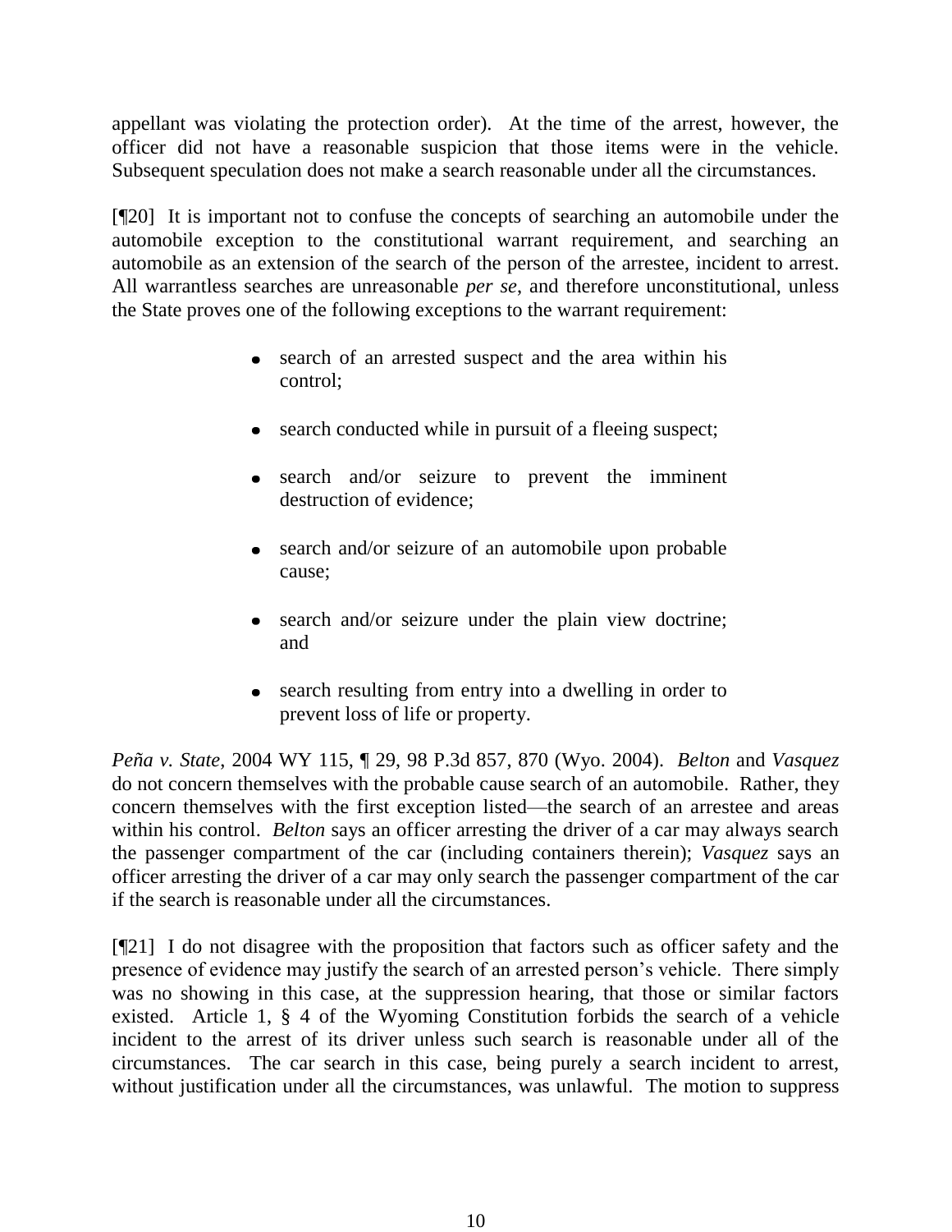appellant was violating the protection order). At the time of the arrest, however, the officer did not have a reasonable suspicion that those items were in the vehicle. Subsequent speculation does not make a search reasonable under all the circumstances.

[¶20] It is important not to confuse the concepts of searching an automobile under the automobile exception to the constitutional warrant requirement, and searching an automobile as an extension of the search of the person of the arrestee, incident to arrest. All warrantless searches are unreasonable *per se*, and therefore unconstitutional, unless the State proves one of the following exceptions to the warrant requirement:

> - search of an arrested suspect and the area within his control;
> - search conducted while in pursuit of a fleeing suspect;
> - search and/or seizure to prevent the imminent destruction of evidence;
> - search and/or seizure of an automobile upon probable cause;
> - search and/or seizure under the plain view doctrine; and
> - search resulting from entry into a dwelling in order to prevent loss of life or property.

*Peña v. State*, 2004 WY 115, ¶ 29, 98 P.3d 857, 870 (Wyo. 2004). *Belton* and *Vasquez* do not concern themselves with the probable cause search of an automobile. Rather, they concern themselves with the first exception listed—the search of an arrestee and areas within his control. *Belton* says an officer arresting the driver of a car may always search the passenger compartment of the car (including containers therein); *Vasquez* says an officer arresting the driver of a car may only search the passenger compartment of the car if the search is reasonable under all the circumstances.

[¶21] I do not disagree with the proposition that factors such as officer safety and the presence of evidence may justify the search of an arrested person's vehicle. There simply was no showing in this case, at the suppression hearing, that those or similar factors existed. Article 1, § 4 of the Wyoming Constitution forbids the search of a vehicle incident to the arrest of its driver unless such search is reasonable under all of the circumstances. The car search in this case, being purely a search incident to arrest, without justification under all the circumstances, was unlawful. The motion to suppress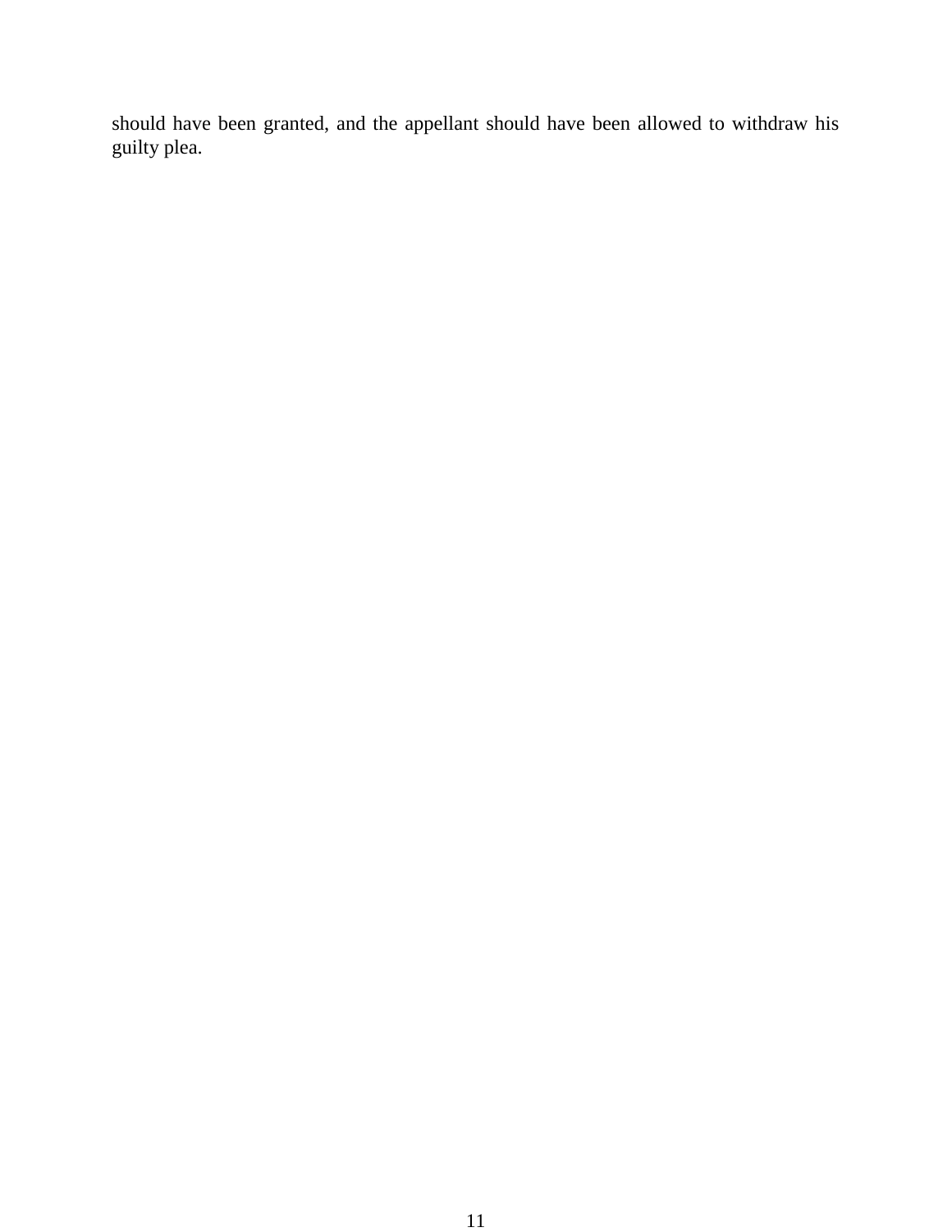should have been granted, and the appellant should have been allowed to withdraw his guilty plea.